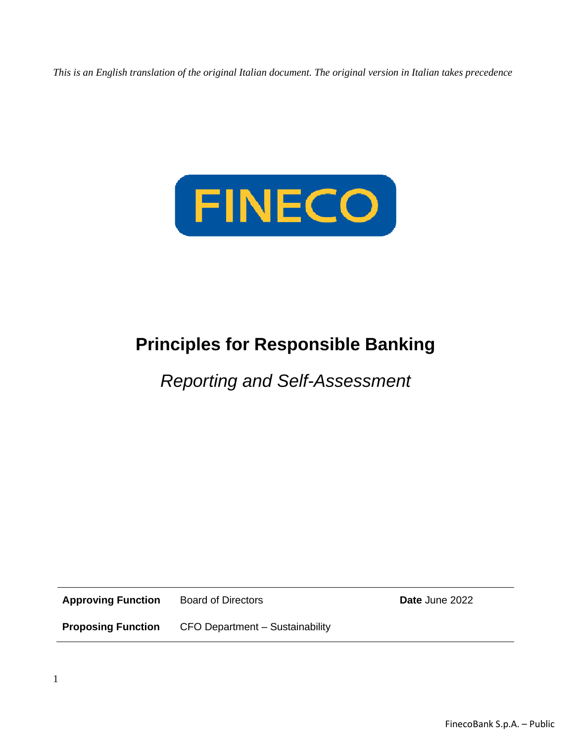*This is an English translation of the original Italian document. The original version in Italian takes precedence*

FINECO

# Principles for Responsible Banking

*Reporting and Self-Assessment*

| **Approving Function** | Board of Directors | **Date** June 2022 |
| --- | --- | --- |
| **Proposing Function** | CFO Department – Sustainability | |

FinecoBank S.p.A. – Public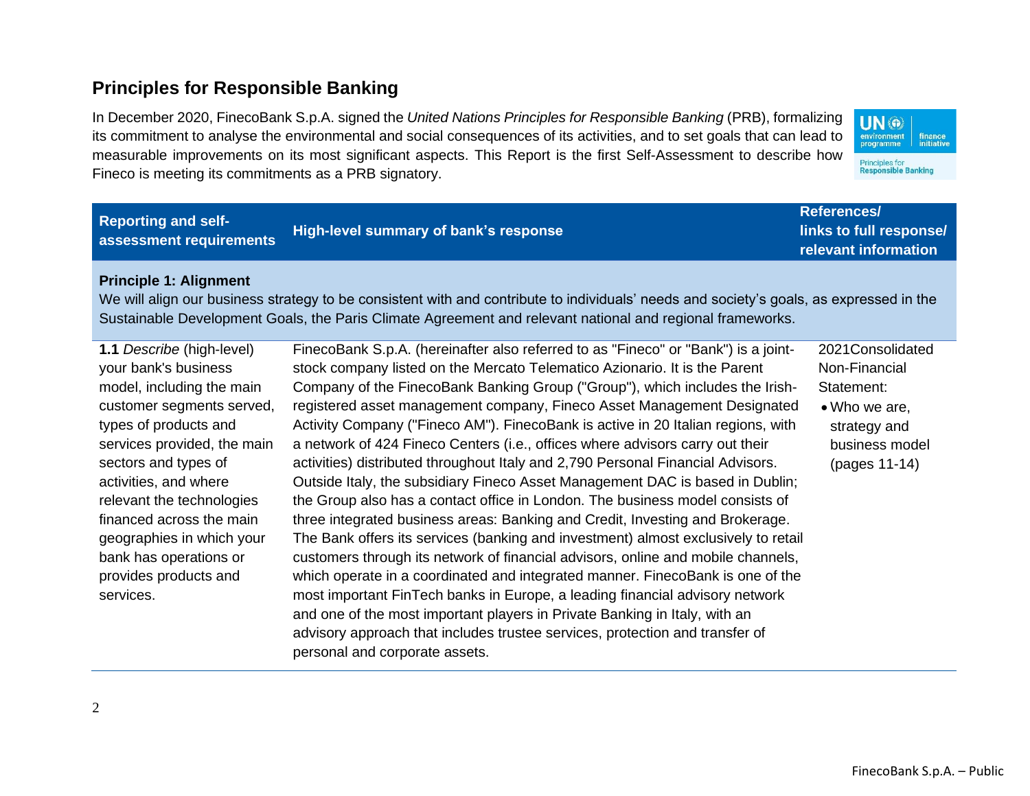## Principles for Responsible Banking

In December 2020, FinecoBank S.p.A. signed the *United Nations Principles for Responsible Banking* (PRB), formalizing its commitment to analyse the environmental and social consequences of its activities, and to set goals that can lead to measurable improvements on its most significant aspects. This Report is the first Self-Assessment to describe how Fineco is meeting its commitments as a PRB signatory.

| Reporting and self-assessment requirements | High-level summary of bank's response | References/ links to full response/ relevant information |
|---|---|---|
| **Principle 1: Alignment**<br>We will align our business strategy to be consistent with and contribute to individuals' needs and society's goals, as expressed in the Sustainable Development Goals, the Paris Climate Agreement and relevant national and regional frameworks. | | |
| **1.1** *Describe* (high-level) your bank's business model, including the main customer segments served, types of products and services provided, the main sectors and types of activities, and where relevant the technologies financed across the main geographies in which your bank has operations or provides products and services. | FinecoBank S.p.A. (hereinafter also referred to as "Fineco" or "Bank") is a joint-stock company listed on the Mercato Telematico Azionario. It is the Parent Company of the FinecoBank Banking Group ("Group"), which includes the Irish-registered asset management company, Fineco Asset Management Designated Activity Company ("Fineco AM"). FinecoBank is active in 20 Italian regions, with a network of 424 Fineco Centers (i.e., offices where advisors carry out their activities) distributed throughout Italy and 2,790 Personal Financial Advisors. Outside Italy, the subsidiary Fineco Asset Management DAC is based in Dublin; the Group also has a contact office in London. The business model consists of three integrated business areas: Banking and Credit, Investing and Brokerage. The Bank offers its services (banking and investment) almost exclusively to retail customers through its network of financial advisors, online and mobile channels, which operate in a coordinated and integrated manner. FinecoBank is one of the most important FinTech banks in Europe, a leading financial advisory network and one of the most important players in Private Banking in Italy, with an advisory approach that includes trustee services, protection and transfer of personal and corporate assets. | 2021Consolidated Non-Financial Statement:<br>• Who we are, strategy and business model (pages 11-14) |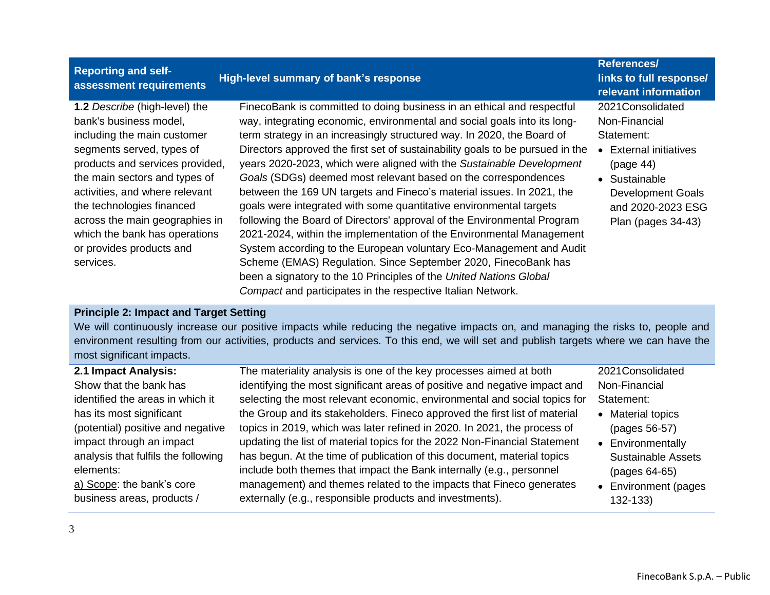| Reporting and self-assessment requirements | High-level summary of bank's response | References/ links to full response/ relevant information |
|---|---|---|
| **1.2** *Describe* (high-level) the bank's business model, including the main customer segments served, types of products and services provided, the main sectors and types of activities, and where relevant the technologies financed across the main geographies in which the bank has operations or provides products and services. | FinecoBank is committed to doing business in an ethical and respectful way, integrating economic, environmental and social goals into its long-term strategy in an increasingly structured way. In 2020, the Board of Directors approved the first set of sustainability goals to be pursued in the years 2020-2023, which were aligned with the *Sustainable Development Goals* (SDGs) deemed most relevant based on the correspondences between the 169 UN targets and Fineco's material issues. In 2021, the goals were integrated with some quantitative environmental targets following the Board of Directors' approval of the Environmental Program 2021-2024, within the implementation of the Environmental Management System according to the European voluntary Eco-Management and Audit Scheme (EMAS) Regulation. Since September 2020, FinecoBank has been a signatory to the 10 Principles of the *United Nations Global Compact* and participates in the respective Italian Network. | 2021Consolidated Non-Financial Statement: <br>• External initiatives (page 44) <br>• Sustainable Development Goals and 2020-2023 ESG Plan (pages 34-43) |
| **Principle 2: Impact and Target Setting** <br>We will continuously increase our positive impacts while reducing the negative impacts on, and managing the risks to, people and environment resulting from our activities, products and services. To this end, we will set and publish targets where we can have the most significant impacts. | | |
| **2.1 Impact Analysis:** <br>Show that the bank has identified the areas in which it has its most significant (potential) positive and negative impact through an impact analysis that fulfils the following elements: <br>a) Scope: the bank's core business areas, products / | The materiality analysis is one of the key processes aimed at both identifying the most significant areas of positive and negative impact and selecting the most relevant economic, environmental and social topics for the Group and its stakeholders. Fineco approved the first list of material topics in 2019, which was later refined in 2020. In 2021, the process of updating the list of material topics for the 2022 Non-Financial Statement has begun. At the time of publication of this document, material topics include both themes that impact the Bank internally (e.g., personnel management) and themes related to the impacts that Fineco generates externally (e.g., responsible products and investments). | 2021Consolidated Non-Financial Statement: <br>• Material topics (pages 56-57) <br>• Environmentally Sustainable Assets (pages 64-65) <br>• Environment (pages 132-133) |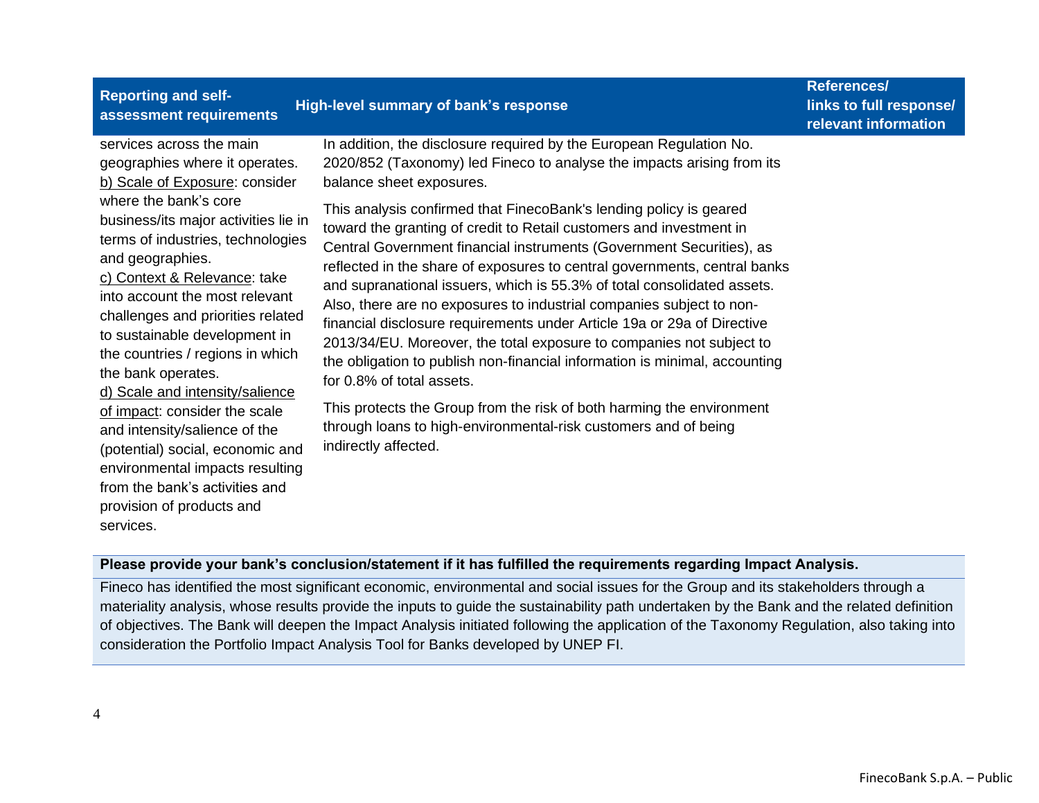| Reporting and self-assessment requirements | High-level summary of bank's response | References/ links to full response/ relevant information |
|---|---|---|
| services across the main geographies where it operates.<br>b) Scale of Exposure: consider where the bank's core business/its major activities lie in terms of industries, technologies and geographies.<br>c) Context & Relevance: take into account the most relevant challenges and priorities related to sustainable development in the countries / regions in which the bank operates.<br>d) Scale and intensity/salience of impact: consider the scale and intensity/salience of the (potential) social, economic and environmental impacts resulting from the bank's activities and provision of products and services. | In addition, the disclosure required by the European Regulation No. 2020/852 (Taxonomy) led Fineco to analyse the impacts arising from its balance sheet exposures.<br><br>This analysis confirmed that FinecoBank's lending policy is geared toward the granting of credit to Retail customers and investment in Central Government financial instruments (Government Securities), as reflected in the share of exposures to central governments, central banks and supranational issuers, which is 55.3% of total consolidated assets. Also, there are no exposures to industrial companies subject to non-financial disclosure requirements under Article 19a or 29a of Directive 2013/34/EU. Moreover, the total exposure to companies not subject to the obligation to publish non-financial information is minimal, accounting for 0.8% of total assets.<br><br>This protects the Group from the risk of both harming the environment through loans to high-environmental-risk customers and of being indirectly affected. | |

**Please provide your bank's conclusion/statement if it has fulfilled the requirements regarding Impact Analysis.**

Fineco has identified the most significant economic, environmental and social issues for the Group and its stakeholders through a materiality analysis, whose results provide the inputs to guide the sustainability path undertaken by the Bank and the related definition of objectives. The Bank will deepen the Impact Analysis initiated following the application of the Taxonomy Regulation, also taking into consideration the Portfolio Impact Analysis Tool for Banks developed by UNEP FI.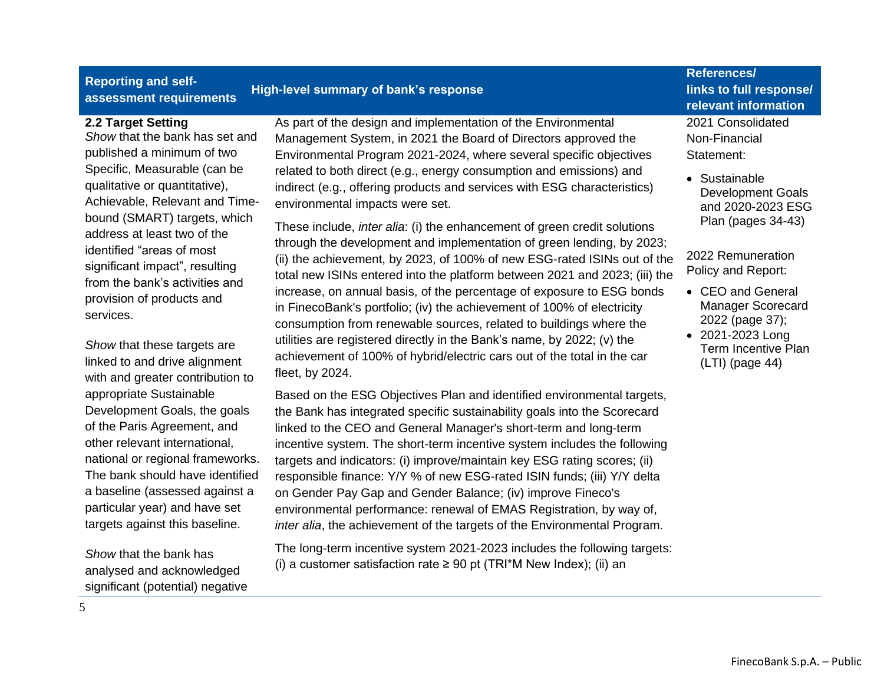| Reporting and self-assessment requirements | High-level summary of bank's response | References/ links to full response/ relevant information |
|---|---|---|
| **2.2 Target Setting**<br>*Show* that the bank has set and published a minimum of two Specific, Measurable (can be qualitative or quantitative), Achievable, Relevant and Time-bound (SMART) targets, which address at least two of the identified "areas of most significant impact", resulting from the bank's activities and provision of products and services.<br><br>*Show* that these targets are linked to and drive alignment with and greater contribution to appropriate Sustainable Development Goals, the goals of the Paris Agreement, and other relevant international, national or regional frameworks. The bank should have identified a baseline (assessed against a particular year) and have set targets against this baseline.<br><br>*Show* that the bank has analysed and acknowledged significant (potential) negative | As part of the design and implementation of the Environmental Management System, in 2021 the Board of Directors approved the Environmental Program 2021-2024, where several specific objectives related to both direct (e.g., energy consumption and emissions) and indirect (e.g., offering products and services with ESG characteristics) environmental impacts were set.<br><br>These include, *inter alia*: (i) the enhancement of green credit solutions through the development and implementation of green lending, by 2023; (ii) the achievement, by 2023, of 100% of new ESG-rated ISINs out of the total new ISINs entered into the platform between 2021 and 2023; (iii) the increase, on annual basis, of the percentage of exposure to ESG bonds in FinecoBank's portfolio; (iv) the achievement of 100% of electricity consumption from renewable sources, related to buildings where the utilities are registered directly in the Bank's name, by 2022; (v) the achievement of 100% of hybrid/electric cars out of the total in the car fleet, by 2024.<br><br>Based on the ESG Objectives Plan and identified environmental targets, the Bank has integrated specific sustainability goals into the Scorecard linked to the CEO and General Manager's short-term and long-term incentive system. The short-term incentive system includes the following targets and indicators: (i) improve/maintain key ESG rating scores; (ii) responsible finance: Y/Y % of new ESG-rated ISIN funds; (iii) Y/Y delta on Gender Pay Gap and Gender Balance; (iv) improve Fineco's environmental performance: renewal of EMAS Registration, by way of, *inter alia*, the achievement of the targets of the Environmental Program.<br><br>The long-term incentive system 2021-2023 includes the following targets: (i) a customer satisfaction rate ≥ 90 pt (TRI*M New Index); (ii) an | 2021 Consolidated Non-Financial Statement:<br><br>• Sustainable Development Goals and 2020-2023 ESG Plan (pages 34-43)<br><br>2022 Remuneration Policy and Report:<br><br>• CEO and General Manager Scorecard 2022 (page 37);<br>• 2021-2023 Long Term Incentive Plan (LTI) (page 44) |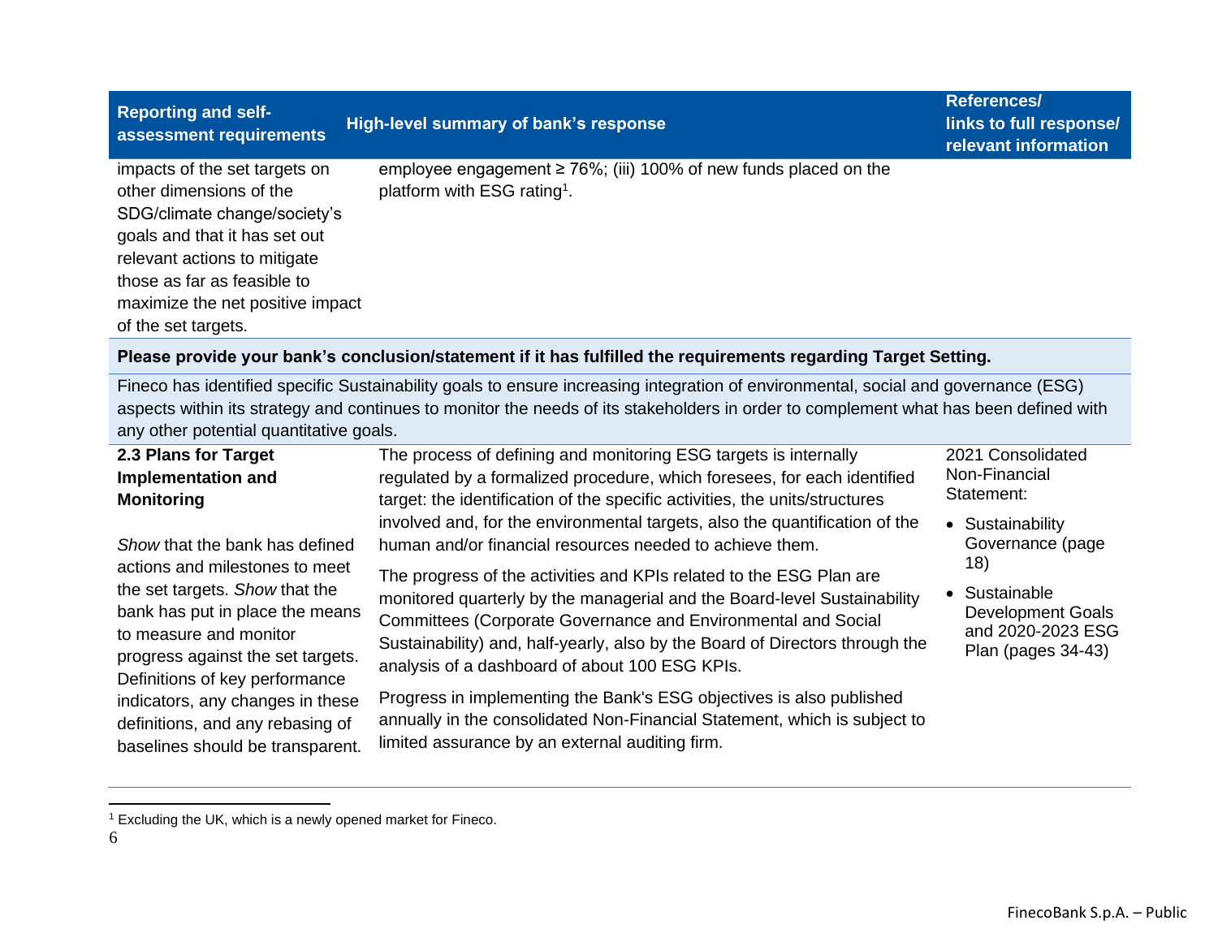| Reporting and self-assessment requirements | High-level summary of bank's response | References/ links to full response/ relevant information |
|---|---|---|
| impacts of the set targets on other dimensions of the SDG/climate change/society's goals and that it has set out relevant actions to mitigate those as far as feasible to maximize the net positive impact of the set targets. | employee engagement ≥ 76%; (iii) 100% of new funds placed on the platform with ESG rating[1]. | |
| **Please provide your bank's conclusion/statement if it has fulfilled the requirements regarding Target Setting.** | | |
| Fineco has identified specific Sustainability goals to ensure increasing integration of environmental, social and governance (ESG) aspects within its strategy and continues to monitor the needs of its stakeholders in order to complement what has been defined with any other potential quantitative goals. | | |
| **2.3 Plans for Target Implementation and Monitoring**<br><br>*Show* that the bank has defined actions and milestones to meet the set targets. *Show* that the bank has put in place the means to measure and monitor progress against the set targets. Definitions of key performance indicators, any changes in these definitions, and any rebasing of baselines should be transparent. | The process of defining and monitoring ESG targets is internally regulated by a formalized procedure, which foresees, for each identified target: the identification of the specific activities, the units/structures involved and, for the environmental targets, also the quantification of the human and/or financial resources needed to achieve them.<br><br>The progress of the activities and KPIs related to the ESG Plan are monitored quarterly by the managerial and the Board-level Sustainability Committees (Corporate Governance and Environmental and Social Sustainability) and, half-yearly, also by the Board of Directors through the analysis of a dashboard of about 100 ESG KPIs.<br><br>Progress in implementing the Bank's ESG objectives is also published annually in the consolidated Non-Financial Statement, which is subject to limited assurance by an external auditing firm. | 2021 Consolidated Non-Financial Statement:<br><br>• Sustainability Governance (page 18)<br><br>• Sustainable Development Goals and 2020-2023 ESG Plan (pages 34-43) |

[1] Excluding the UK, which is a newly opened market for Fineco.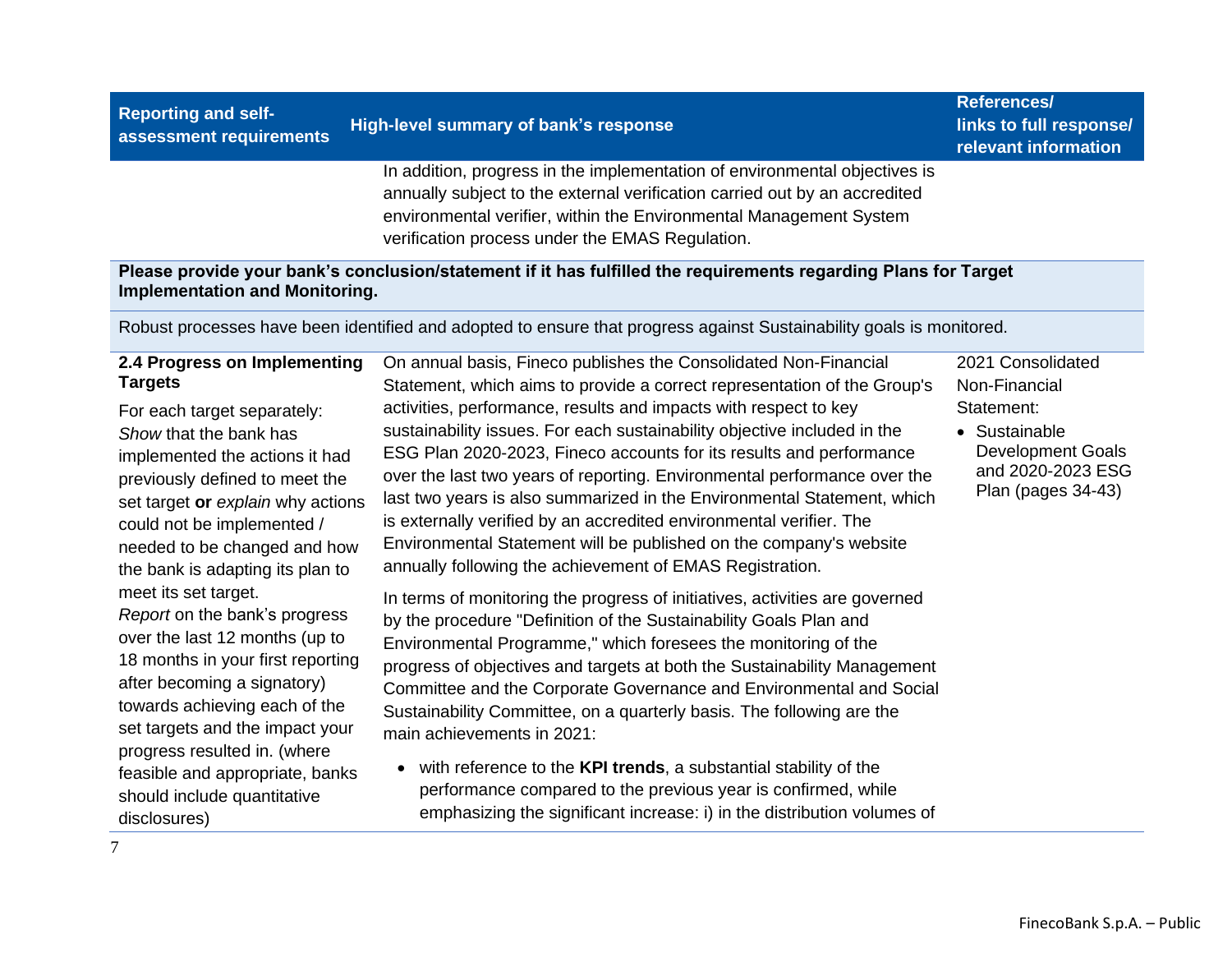| Reporting and self-assessment requirements | High-level summary of bank's response | References/ links to full response/ relevant information |
|---|---|---|
| | In addition, progress in the implementation of environmental objectives is annually subject to the external verification carried out by an accredited environmental verifier, within the Environmental Management System verification process under the EMAS Regulation. | |

**Please provide your bank's conclusion/statement if it has fulfilled the requirements regarding Plans for Target Implementation and Monitoring.**

Robust processes have been identified and adopted to ensure that progress against Sustainability goals is monitored.

| Reporting and self-assessment requirements | High-level summary of bank's response | References/ links to full response/ relevant information |
|---|---|---|
| **2.4 Progress on Implementing Targets**<br><br>For each target separately:<br>*Show* that the bank has implemented the actions it had previously defined to meet the set target **or** *explain* why actions could not be implemented / needed to be changed and how the bank is adapting its plan to meet its set target.<br>*Report* on the bank's progress over the last 12 months (up to 18 months in your first reporting after becoming a signatory) towards achieving each of the set targets and the impact your progress resulted in. (where feasible and appropriate, banks should include quantitative disclosures) | On annual basis, Fineco publishes the Consolidated Non-Financial Statement, which aims to provide a correct representation of the Group's activities, performance, results and impacts with respect to key sustainability issues. For each sustainability objective included in the ESG Plan 2020-2023, Fineco accounts for its results and performance over the last two years of reporting. Environmental performance over the last two years is also summarized in the Environmental Statement, which is externally verified by an accredited environmental verifier. The Environmental Statement will be published on the company's website annually following the achievement of EMAS Registration.<br><br>In terms of monitoring the progress of initiatives, activities are governed by the procedure "Definition of the Sustainability Goals Plan and Environmental Programme," which foresees the monitoring of the progress of objectives and targets at both the Sustainability Management Committee and the Corporate Governance and Environmental and Social Sustainability Committee, on a quarterly basis. The following are the main achievements in 2021:<br><br>• with reference to the **KPI trends**, a substantial stability of the performance compared to the previous year is confirmed, while emphasizing the significant increase: i) in the distribution volumes of | 2021 Consolidated Non-Financial Statement:<br><br>• Sustainable Development Goals and 2020-2023 ESG Plan (pages 34-43) |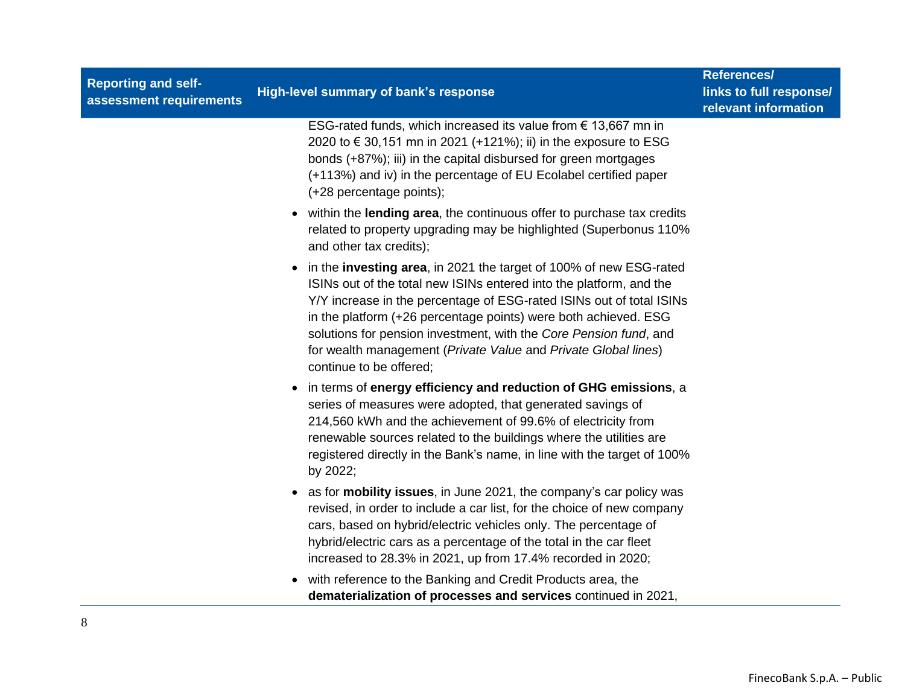| Reporting and self-assessment requirements | High-level summary of bank's response | References/ links to full response/ relevant information |
|---|---|---|
| | ESG-rated funds, which increased its value from € 13,667 mn in 2020 to € 30,151 mn in 2021 (+121%); ii) in the exposure to ESG bonds (+87%); iii) in the capital disbursed for green mortgages (+113%) and iv) in the percentage of EU Ecolabel certified paper (+28 percentage points);<br><br>• within the **lending area**, the continuous offer to purchase tax credits related to property upgrading may be highlighted (Superbonus 110% and other tax credits);<br><br>• in the **investing area**, in 2021 the target of 100% of new ESG-rated ISINs out of the total new ISINs entered into the platform, and the Y/Y increase in the percentage of ESG-rated ISINs out of total ISINs in the platform (+26 percentage points) were both achieved. ESG solutions for pension investment, with the *Core Pension fund*, and for wealth management (*Private Value* and *Private Global lines*) continue to be offered;<br><br>• in terms of **energy efficiency and reduction of GHG emissions**, a series of measures were adopted, that generated savings of 214,560 kWh and the achievement of 99.6% of electricity from renewable sources related to the buildings where the utilities are registered directly in the Bank's name, in line with the target of 100% by 2022;<br><br>• as for **mobility issues**, in June 2021, the company's car policy was revised, in order to include a car list, for the choice of new company cars, based on hybrid/electric vehicles only. The percentage of hybrid/electric cars as a percentage of the total in the car fleet increased to 28.3% in 2021, up from 17.4% recorded in 2020;<br><br>• with reference to the Banking and Credit Products area, the **dematerialization of processes and services** continued in 2021, | |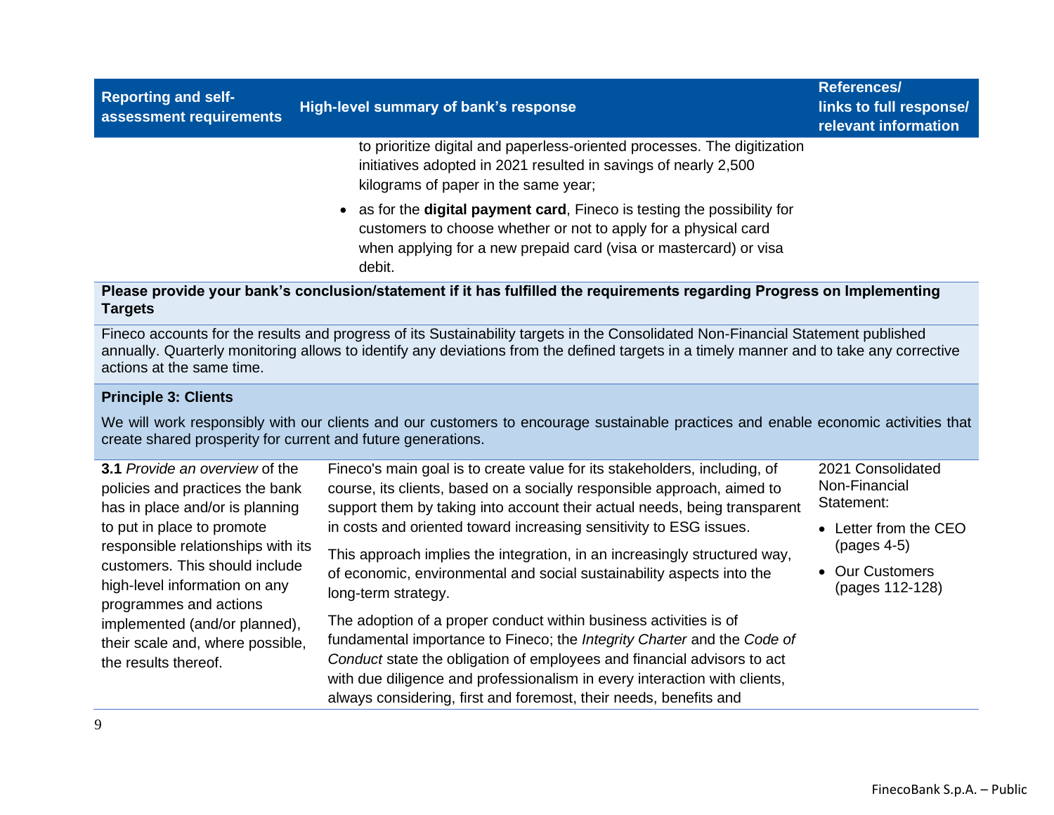| Reporting and self-assessment requirements | High-level summary of bank's response | References/ links to full response/ relevant information |
|---|---|---|
| | to prioritize digital and paperless-oriented processes. The digitization initiatives adopted in 2021 resulted in savings of nearly 2,500 kilograms of paper in the same year;<br>• as for the **digital payment card**, Fineco is testing the possibility for customers to choose whether or not to apply for a physical card when applying for a new prepaid card (visa or mastercard) or visa debit. | |
| **Please provide your bank's conclusion/statement if it has fulfilled the requirements regarding Progress on Implementing Targets** | | |
| Fineco accounts for the results and progress of its Sustainability targets in the Consolidated Non-Financial Statement published annually. Quarterly monitoring allows to identify any deviations from the defined targets in a timely manner and to take any corrective actions at the same time. | | |
| **Principle 3: Clients**<br><br>We will work responsibly with our clients and our customers to encourage sustainable practices and enable economic activities that create shared prosperity for current and future generations. | | |
| **3.1** *Provide an overview* of the policies and practices the bank has in place and/or is planning to put in place to promote responsible relationships with its customers. This should include high-level information on any programmes and actions implemented (and/or planned), their scale and, where possible, the results thereof. | Fineco's main goal is to create value for its stakeholders, including, of course, its clients, based on a socially responsible approach, aimed to support them by taking into account their actual needs, being transparent in costs and oriented toward increasing sensitivity to ESG issues.<br><br>This approach implies the integration, in an increasingly structured way, of economic, environmental and social sustainability aspects into the long-term strategy.<br><br>The adoption of a proper conduct within business activities is of fundamental importance to Fineco; the *Integrity Charter* and the *Code of Conduct* state the obligation of employees and financial advisors to act with due diligence and professionalism in every interaction with clients, always considering, first and foremost, their needs, benefits and | 2021 Consolidated Non-Financial Statement:<br>• Letter from the CEO (pages 4-5)<br>• Our Customers (pages 112-128) |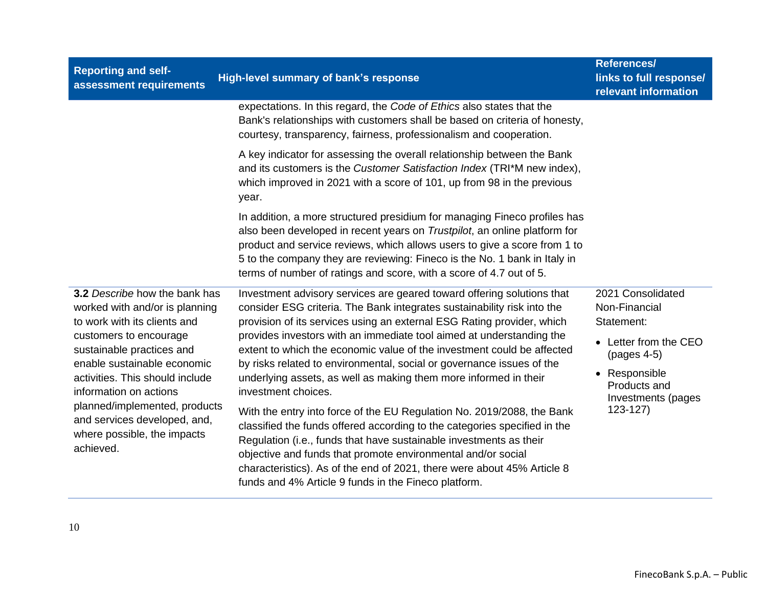| Reporting and self-assessment requirements | High-level summary of bank's response | References/ links to full response/ relevant information |
|---|---|---|
| | expectations. In this regard, the *Code of Ethics* also states that the Bank's relationships with customers shall be based on criteria of honesty, courtesy, transparency, fairness, professionalism and cooperation.<br><br>A key indicator for assessing the overall relationship between the Bank and its customers is the *Customer Satisfaction Index* (TRI*M new index), which improved in 2021 with a score of 101, up from 98 in the previous year.<br><br>In addition, a more structured presidium for managing Fineco profiles has also been developed in recent years on *Trustpilot*, an online platform for product and service reviews, which allows users to give a score from 1 to 5 to the company they are reviewing: Fineco is the No. 1 bank in Italy in terms of number of ratings and score, with a score of 4.7 out of 5. | |
| **3.2** *Describe* how the bank has worked with and/or is planning to work with its clients and customers to encourage sustainable practices and enable sustainable economic activities. This should include information on actions planned/implemented, products and services developed, and, where possible, the impacts achieved. | Investment advisory services are geared toward offering solutions that consider ESG criteria. The Bank integrates sustainability risk into the provision of its services using an external ESG Rating provider, which provides investors with an immediate tool aimed at understanding the extent to which the economic value of the investment could be affected by risks related to environmental, social or governance issues of the underlying assets, as well as making them more informed in their investment choices.<br><br>With the entry into force of the EU Regulation No. 2019/2088, the Bank classified the funds offered according to the categories specified in the Regulation (i.e., funds that have sustainable investments as their objective and funds that promote environmental and/or social characteristics). As of the end of 2021, there were about 45% Article 8 funds and 4% Article 9 funds in the Fineco platform. | 2021 Consolidated Non-Financial Statement:<br>• Letter from the CEO (pages 4-5)<br>• Responsible Products and Investments (pages 123-127) |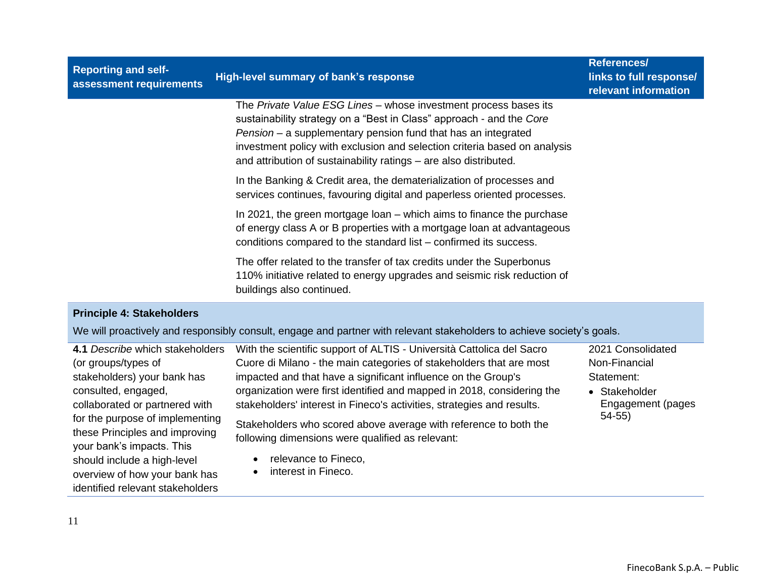| Reporting and self-assessment requirements | High-level summary of bank's response | References/ links to full response/ relevant information |
|---|---|---|
| | The *Private Value ESG Lines* – whose investment process bases its sustainability strategy on a "Best in Class" approach - and the *Core Pension* – a supplementary pension fund that has an integrated investment policy with exclusion and selection criteria based on analysis and attribution of sustainability ratings – are also distributed.<br><br>In the Banking & Credit area, the dematerialization of processes and services continues, favouring digital and paperless oriented processes.<br><br>In 2021, the green mortgage loan – which aims to finance the purchase of energy class A or B properties with a mortgage loan at advantageous conditions compared to the standard list – confirmed its success.<br><br>The offer related to the transfer of tax credits under the Superbonus 110% initiative related to energy upgrades and seismic risk reduction of buildings also continued. | |
| **Principle 4: Stakeholders**<br><br>We will proactively and responsibly consult, engage and partner with relevant stakeholders to achieve society's goals. | | |
| **4.1** *Describe* which stakeholders (or groups/types of stakeholders) your bank has consulted, engaged, collaborated or partnered with for the purpose of implementing these Principles and improving your bank's impacts. This should include a high-level overview of how your bank has identified relevant stakeholders | With the scientific support of ALTIS - Università Cattolica del Sacro Cuore di Milano - the main categories of stakeholders that are most impacted and that have a significant influence on the Group's organization were first identified and mapped in 2018, considering the stakeholders' interest in Fineco's activities, strategies and results.<br><br>Stakeholders who scored above average with reference to both the following dimensions were qualified as relevant:<br><br>• relevance to Fineco,<br>• interest in Fineco. | 2021 Consolidated Non-Financial Statement:<br><br>• Stakeholder Engagement (pages 54-55) |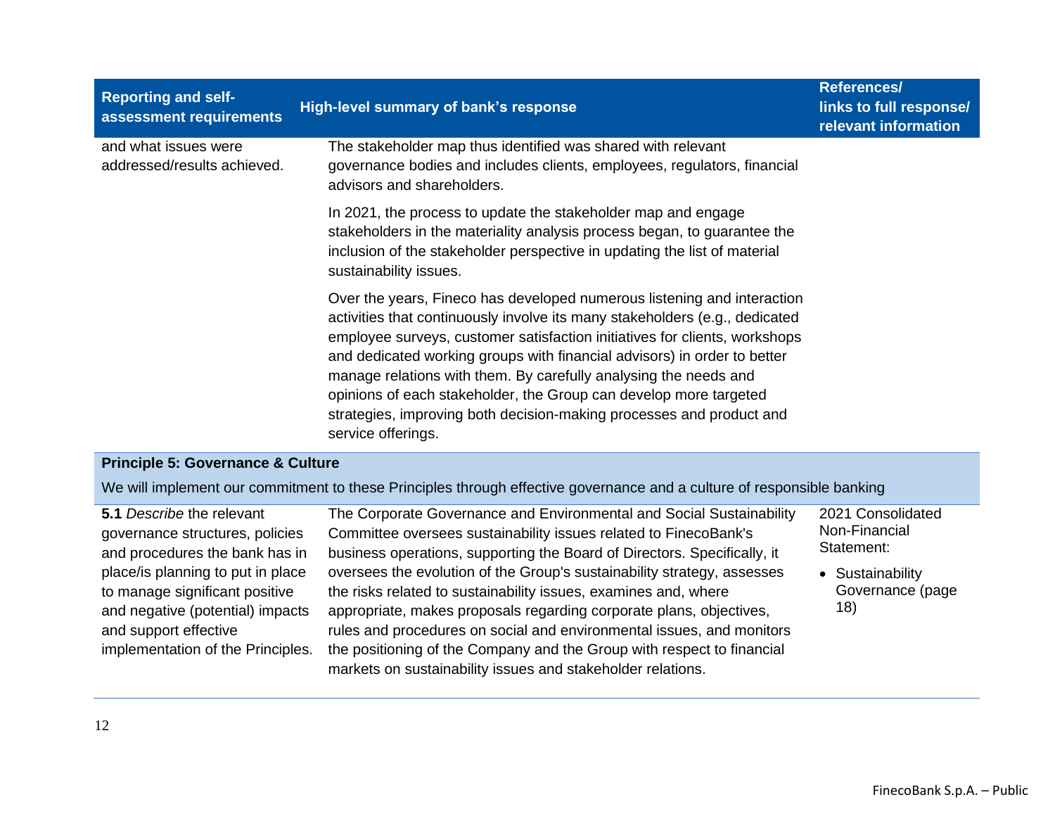| Reporting and self-assessment requirements | High-level summary of bank's response | References/ links to full response/ relevant information |
|---|---|---|
| and what issues were addressed/results achieved. | The stakeholder map thus identified was shared with relevant governance bodies and includes clients, employees, regulators, financial advisors and shareholders.<br><br>In 2021, the process to update the stakeholder map and engage stakeholders in the materiality analysis process began, to guarantee the inclusion of the stakeholder perspective in updating the list of material sustainability issues.<br><br>Over the years, Fineco has developed numerous listening and interaction activities that continuously involve its many stakeholders (e.g., dedicated employee surveys, customer satisfaction initiatives for clients, workshops and dedicated working groups with financial advisors) in order to better manage relations with them. By carefully analysing the needs and opinions of each stakeholder, the Group can develop more targeted strategies, improving both decision-making processes and product and service offerings. | |
| **Principle 5: Governance & Culture**<br><br>We will implement our commitment to these Principles through effective governance and a culture of responsible banking | | |
| **5.1** *Describe* the relevant governance structures, policies and procedures the bank has in place/is planning to put in place to manage significant positive and negative (potential) impacts and support effective implementation of the Principles. | The Corporate Governance and Environmental and Social Sustainability Committee oversees sustainability issues related to FinecoBank's business operations, supporting the Board of Directors. Specifically, it oversees the evolution of the Group's sustainability strategy, assesses the risks related to sustainability issues, examines and, where appropriate, makes proposals regarding corporate plans, objectives, rules and procedures on social and environmental issues, and monitors the positioning of the Company and the Group with respect to financial markets on sustainability issues and stakeholder relations. | 2021 Consolidated Non-Financial Statement:<br><br>• Sustainability Governance (page 18) |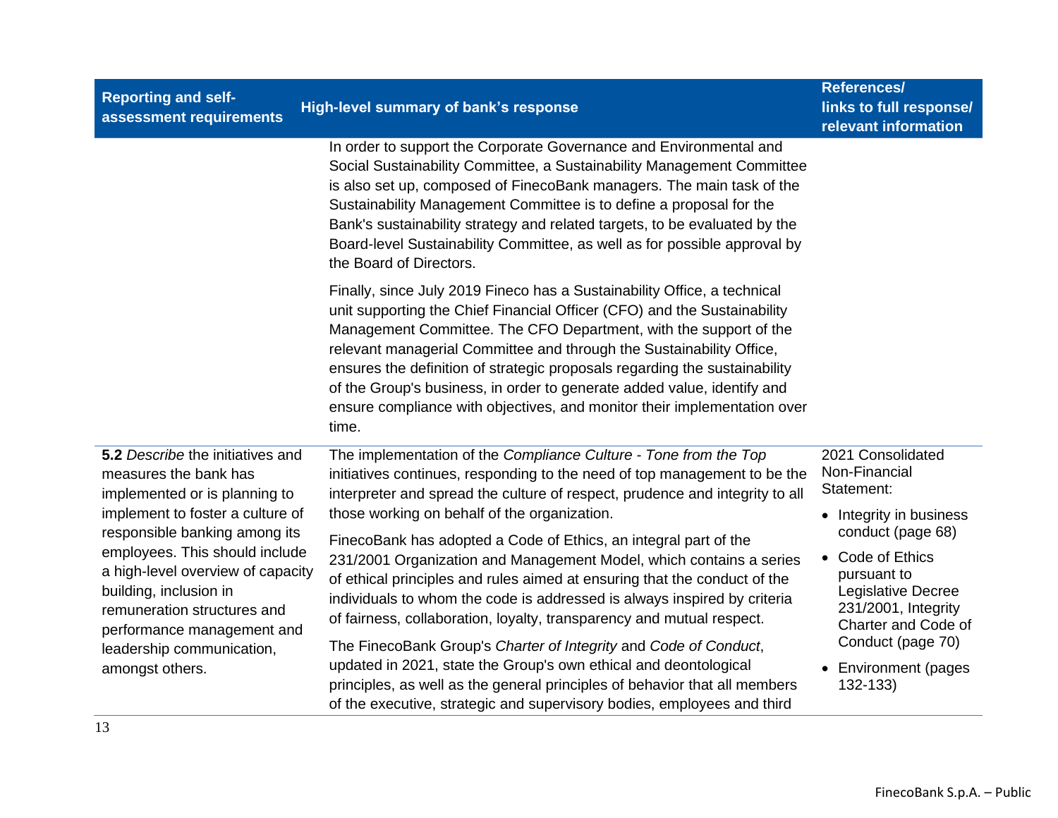| Reporting and self-assessment requirements | High-level summary of bank's response | References/ links to full response/ relevant information |
|---|---|---|
| | In order to support the Corporate Governance and Environmental and Social Sustainability Committee, a Sustainability Management Committee is also set up, composed of FinecoBank managers. The main task of the Sustainability Management Committee is to define a proposal for the Bank's sustainability strategy and related targets, to be evaluated by the Board-level Sustainability Committee, as well as for possible approval by the Board of Directors.<br><br>Finally, since July 2019 Fineco has a Sustainability Office, a technical unit supporting the Chief Financial Officer (CFO) and the Sustainability Management Committee. The CFO Department, with the support of the relevant managerial Committee and through the Sustainability Office, ensures the definition of strategic proposals regarding the sustainability of the Group's business, in order to generate added value, identify and ensure compliance with objectives, and monitor their implementation over time. | |
| **5.2** *Describe* the initiatives and measures the bank has implemented or is planning to implement to foster a culture of responsible banking among its employees. This should include a high-level overview of capacity building, inclusion in remuneration structures and performance management and leadership communication, amongst others. | The implementation of the *Compliance Culture - Tone from the Top* initiatives continues, responding to the need of top management to be the interpreter and spread the culture of respect, prudence and integrity to all those working on behalf of the organization.<br><br>FinecoBank has adopted a Code of Ethics, an integral part of the 231/2001 Organization and Management Model, which contains a series of ethical principles and rules aimed at ensuring that the conduct of the individuals to whom the code is addressed is always inspired by criteria of fairness, collaboration, loyalty, transparency and mutual respect.<br><br>The FinecoBank Group's *Charter of Integrity* and *Code of Conduct*, updated in 2021, state the Group's own ethical and deontological principles, as well as the general principles of behavior that all members of the executive, strategic and supervisory bodies, employees and third | 2021 Consolidated Non-Financial Statement:<br>• Integrity in business conduct (page 68)<br>• Code of Ethics pursuant to Legislative Decree 231/2001, Integrity Charter and Code of Conduct (page 70)<br>• Environment (pages 132-133) |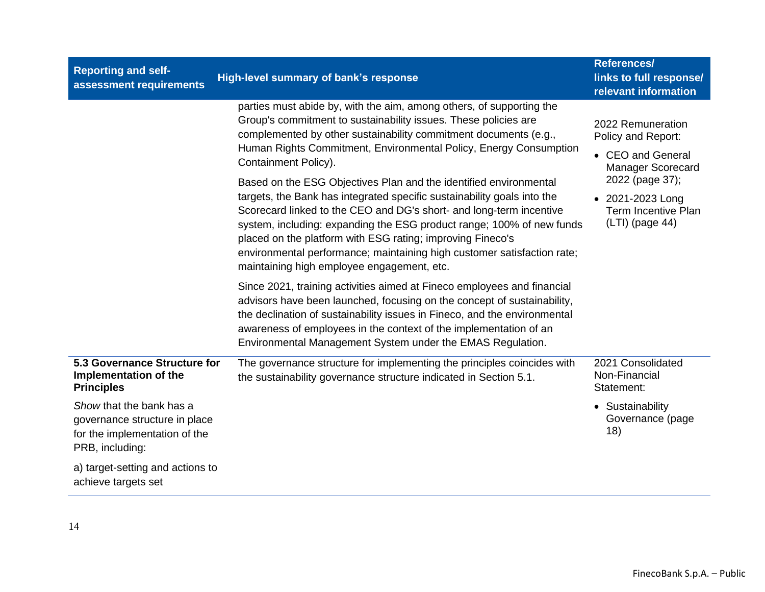| Reporting and self-assessment requirements | High-level summary of bank's response | References/ links to full response/ relevant information |
|---|---|---|
| | parties must abide by, with the aim, among others, of supporting the Group's commitment to sustainability issues. These policies are complemented by other sustainability commitment documents (e.g., Human Rights Commitment, Environmental Policy, Energy Consumption Containment Policy).<br><br>Based on the ESG Objectives Plan and the identified environmental targets, the Bank has integrated specific sustainability goals into the Scorecard linked to the CEO and DG's short- and long-term incentive system, including: expanding the ESG product range; 100% of new funds placed on the platform with ESG rating; improving Fineco's environmental performance; maintaining high customer satisfaction rate; maintaining high employee engagement, etc.<br><br>Since 2021, training activities aimed at Fineco employees and financial advisors have been launched, focusing on the concept of sustainability, the declination of sustainability issues in Fineco, and the environmental awareness of employees in the context of the implementation of an Environmental Management System under the EMAS Regulation. | 2022 Remuneration Policy and Report:<br>• CEO and General Manager Scorecard 2022 (page 37);<br>• 2021-2023 Long Term Incentive Plan (LTI) (page 44) |
| **5.3 Governance Structure for Implementation of the Principles**<br><br>*Show* that the bank has a governance structure in place for the implementation of the PRB, including:<br><br>a) target-setting and actions to achieve targets set | The governance structure for implementing the principles coincides with the sustainability governance structure indicated in Section 5.1. | 2021 Consolidated Non-Financial Statement:<br>• Sustainability Governance (page 18) |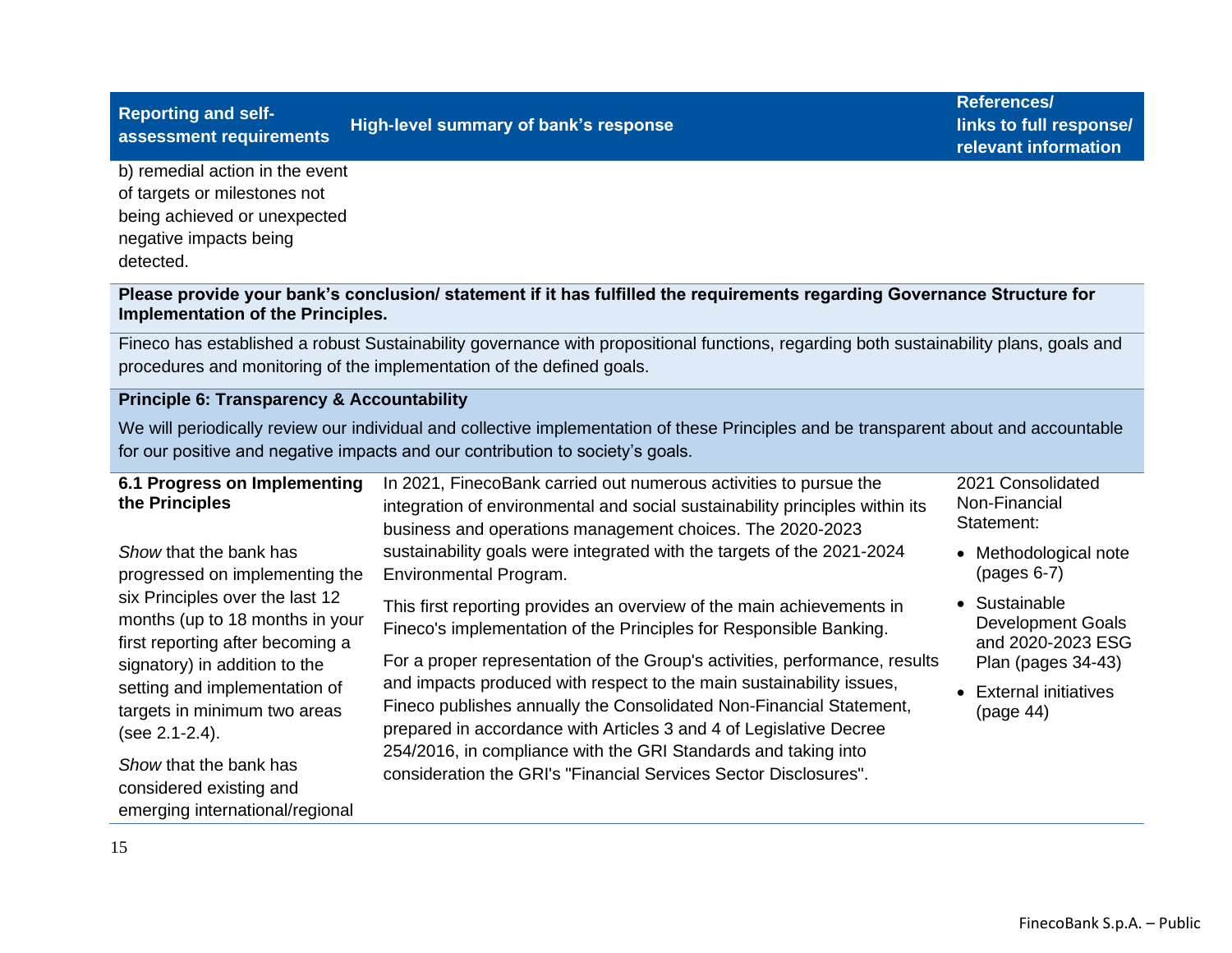| Reporting and self-assessment requirements | High-level summary of bank's response | References/ links to full response/ relevant information |
|---|---|---|
| b) remedial action in the event of targets or milestones not being achieved or unexpected negative impacts being detected. | | |

**Please provide your bank's conclusion/ statement if it has fulfilled the requirements regarding Governance Structure for Implementation of the Principles.**

Fineco has established a robust Sustainability governance with propositional functions, regarding both sustainability plans, goals and procedures and monitoring of the implementation of the defined goals.

**Principle 6: Transparency & Accountability**

We will periodically review our individual and collective implementation of these Principles and be transparent about and accountable for our positive and negative impacts and our contribution to society's goals.

| Reporting and self-assessment requirements | High-level summary of bank's response | References/ links to full response/ relevant information |
|---|---|---|
| **6.1 Progress on Implementing the Principles**<br><br>*Show* that the bank has progressed on implementing the six Principles over the last 12 months (up to 18 months in your first reporting after becoming a signatory) in addition to the setting and implementation of targets in minimum two areas (see 2.1-2.4).<br><br>*Show* that the bank has considered existing and emerging international/regional | In 2021, FinecoBank carried out numerous activities to pursue the integration of environmental and social sustainability principles within its business and operations management choices. The 2020-2023 sustainability goals were integrated with the targets of the 2021-2024 Environmental Program.<br><br>This first reporting provides an overview of the main achievements in Fineco's implementation of the Principles for Responsible Banking.<br><br>For a proper representation of the Group's activities, performance, results and impacts produced with respect to the main sustainability issues, Fineco publishes annually the Consolidated Non-Financial Statement, prepared in accordance with Articles 3 and 4 of Legislative Decree 254/2016, in compliance with the GRI Standards and taking into consideration the GRI's "Financial Services Sector Disclosures". | 2021 Consolidated Non-Financial Statement:<br>• Methodological note (pages 6-7)<br>• Sustainable Development Goals and 2020-2023 ESG Plan (pages 34-43)<br>• External initiatives (page 44) |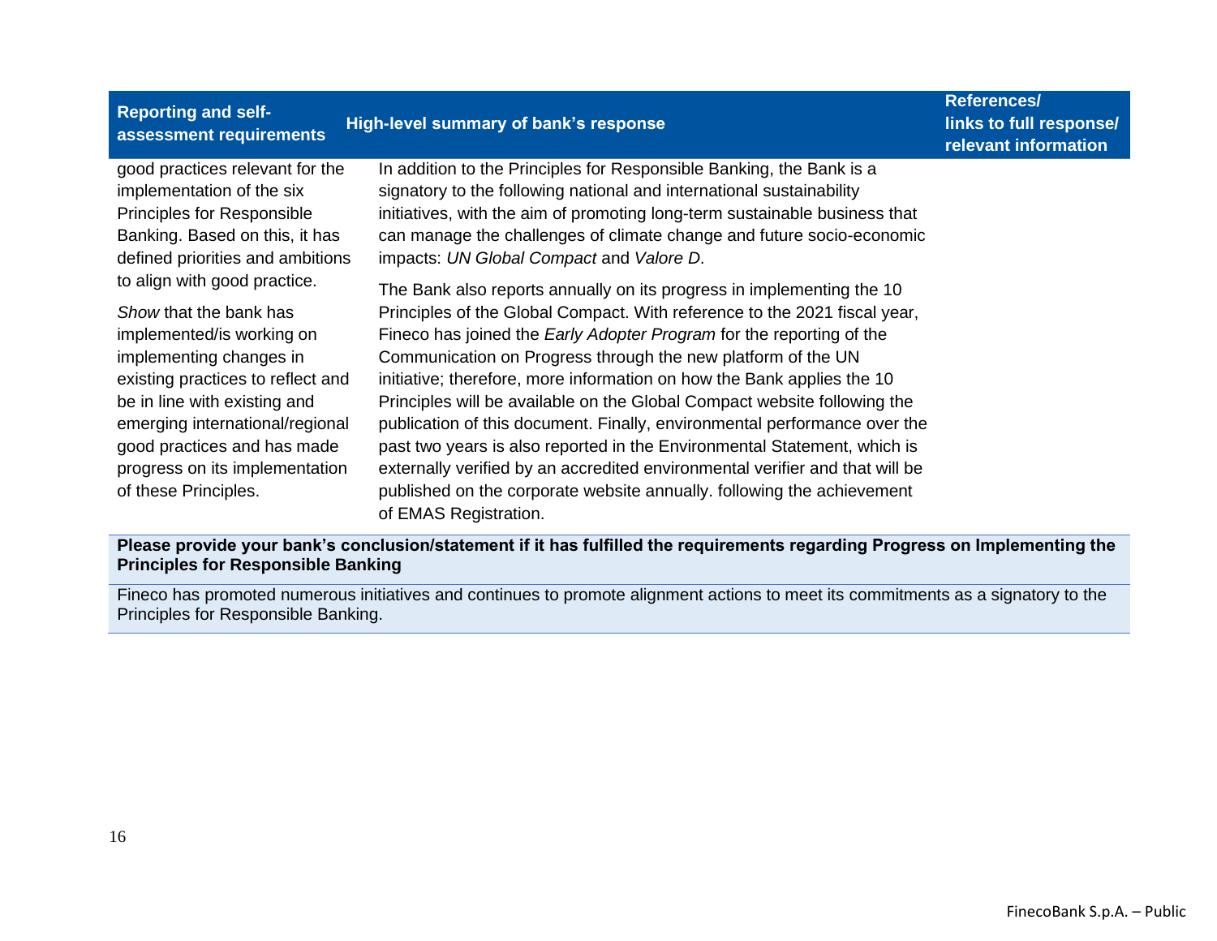| Reporting and self-assessment requirements | High-level summary of bank's response | References/ links to full response/ relevant information |
|---|---|---|
| good practices relevant for the implementation of the six Principles for Responsible Banking. Based on this, it has defined priorities and ambitions to align with good practice.<br><br>*Show* that the bank has implemented/is working on implementing changes in existing practices to reflect and be in line with existing and emerging international/regional good practices and has made progress on its implementation of these Principles. | In addition to the Principles for Responsible Banking, the Bank is a signatory to the following national and international sustainability initiatives, with the aim of promoting long-term sustainable business that can manage the challenges of climate change and future socio-economic impacts: *UN Global Compact* and *Valore D*.<br><br>The Bank also reports annually on its progress in implementing the 10 Principles of the Global Compact. With reference to the 2021 fiscal year, Fineco has joined the *Early Adopter Program* for the reporting of the Communication on Progress through the new platform of the UN initiative; therefore, more information on how the Bank applies the 10 Principles will be available on the Global Compact website following the publication of this document. Finally, environmental performance over the past two years is also reported in the Environmental Statement, which is externally verified by an accredited environmental verifier and that will be published on the corporate website annually. following the achievement of EMAS Registration. | |

**Please provide your bank's conclusion/statement if it has fulfilled the requirements regarding Progress on Implementing the Principles for Responsible Banking**

Fineco has promoted numerous initiatives and continues to promote alignment actions to meet its commitments as a signatory to the Principles for Responsible Banking.